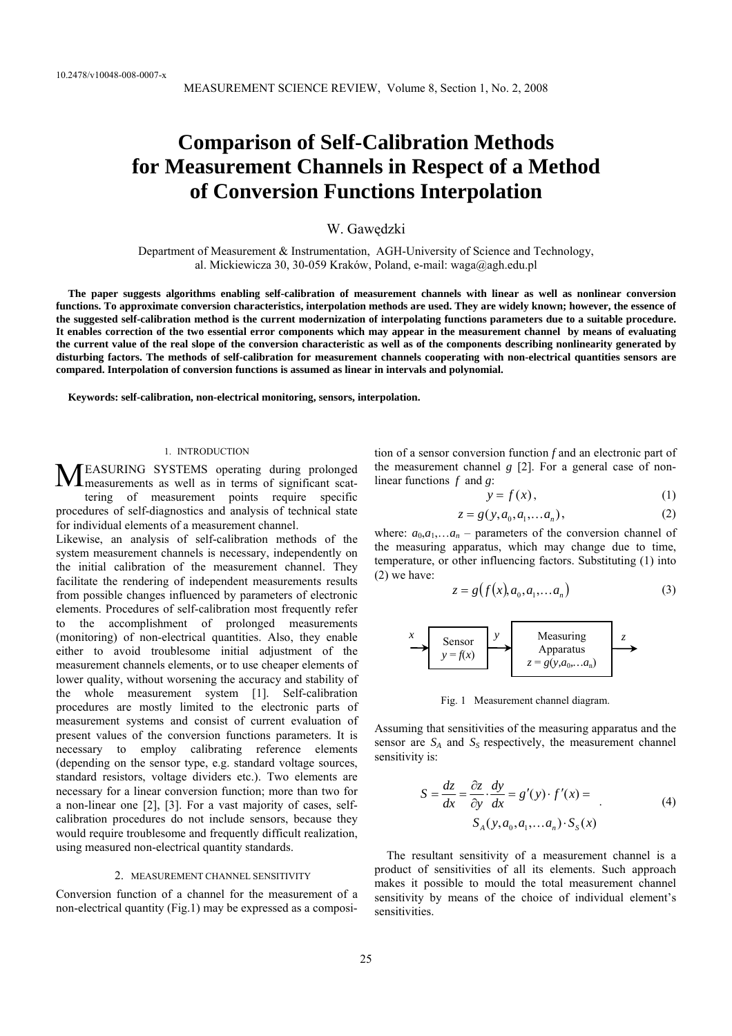10.2478/v10048-008-0007-x

# Comparison of Self-Calibration Methods for Measurement Channels in Respect of a Method of Conversion Functions Interpolation

W. Gawędzki

Department of Measurement & Instrumentation, AGH-University of Science and Technology, al. Mickiewicza 30, 30-059 Kraków, Poland, e-mail: waga@agh.edu.pl

**The paper suggests algorithms enabling self-calibration of measurement channels with linear as well as nonlinear conversion functions. To approximate conversion characteristics, interpolation methods are used. They are widely known; however, the essence of the suggested self-calibration method is the current modernization of interpolating functions parameters due to a suitable procedure. It enables correction of the two essential error components which may appear in the measurement channel by means of evaluating the current value of the real slope of the conversion characteristic as well as of the components describing nonlinearity generated by disturbing factors. The methods of self-calibration for measurement channels cooperating with non-electrical quantities sensors are compared. Interpolation of conversion functions is assumed as linear in intervals and polynomial.**

**Keywords: self-calibration, non-electrical monitoring, sensors, interpolation.**

## 1. INTRODUCTION

MEASURING SYSTEMS operating during prolonged measurements as well as in terms of significant scattering of measurement points require specific procedures of self-diagnostics and analysis of technical state for individual elements of a measurement channel.

Likewise, an analysis of self-calibration methods of the system measurement channels is necessary, independently on the initial calibration of the measurement channel. They facilitate the rendering of independent measurements results from possible changes influenced by parameters of electronic elements. Procedures of self-calibration most frequently refer to the accomplishment of prolonged measurements (monitoring) of non-electrical quantities. Also, they enable either to avoid troublesome initial adjustment of the measurement channels elements, or to use cheaper elements of lower quality, without worsening the accuracy and stability of the whole measurement system [1]. Self-calibration procedures are mostly limited to the electronic parts of measurement systems and consist of current evaluation of present values of the conversion functions parameters. It is necessary to employ calibrating reference elements (depending on the sensor type, e.g. standard voltage sources, standard resistors, voltage dividers etc.). Two elements are necessary for a linear conversion function; more than two for a non-linear one [2], [3]. For a vast majority of cases, self-calibration procedures do not include sensors, because they would require troublesome and frequently difficult realization, using measured non-electrical quantity standards.

## 2. MEASUREMENT CHANNEL SENSITIVITY

Conversion function of a channel for the measurement of a non-electrical quantity (Fig.1) may be expressed as a composition of a sensor conversion function *f* and an electronic part of the measurement channel *g* [2]. For a general case of non-linear functions *f* and *g*:

$$y = f(x), \tag{1}$$

$$z = g(y, a_0, a_1, \ldots a_n), \tag{2}$$

where: $a_0, a_1, \ldots a_n$ – parameters of the conversion channel of the measuring apparatus, which may change due to time, temperature, or other influencing factors. Substituting (1) into (2) we have:

$$z = g\big(f(x), a_0, a_1, \ldots a_n\big) \tag{3}$$

x → Sensor $y = f(x)$ → y → Measuring Apparatus $z = g(y, a_0, \ldots a_n)$ → z

Fig. 1 Measurement channel diagram.

Assuming that sensitivities of the measuring apparatus and the sensor are $S_A$ and $S_S$ respectively, the measurement channel sensitivity is:

$$S = \frac{dz}{dx} = \frac{\partial z}{\partial y} \cdot \frac{dy}{dx} = g'(y) \cdot f'(x) = S_A(y, a_0, a_1, \ldots a_n) \cdot S_S(x) \tag{4}$$

The resultant sensitivity of a measurement channel is a product of sensitivities of all its elements. Such approach makes it possible to mould the total measurement channel sensitivity by means of the choice of individual element's sensitivities.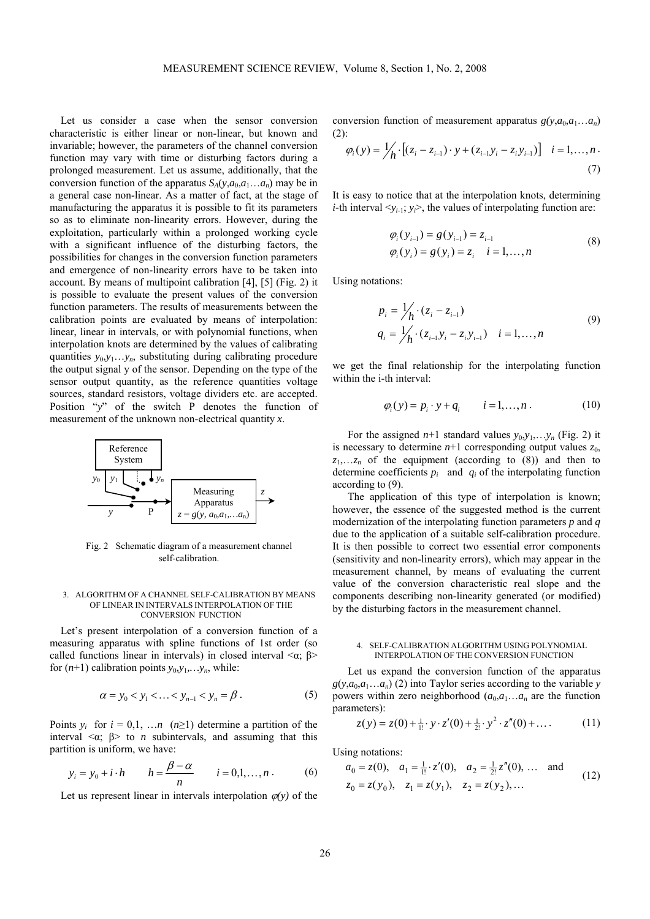Let us consider a case when the sensor conversion characteristic is either linear or non-linear, but known and invariable; however, the parameters of the channel conversion function may vary with time or disturbing factors during a prolonged measurement. Let us assume, additionally, that the conversion function of the apparatus $S_A(y,a_0,a_1\ldots a_n)$ may be in a general case non-linear. As a matter of fact, at the stage of manufacturing the apparatus it is possible to fit its parameters so as to eliminate non-linearity errors. However, during the exploitation, particularly within a prolonged working cycle with a significant influence of the disturbing factors, the possibilities for changes in the conversion function parameters and emergence of non-linearity errors have to be taken into account. By means of multipoint calibration [4], [5] (Fig. 2) it is possible to evaluate the present values of the conversion function parameters. The results of measurements between the calibration points are evaluated by means of interpolation: linear, linear in intervals, or with polynomial functions, when interpolation knots are determined by the values of calibrating quantities $y_0,y_1\ldots y_n$, substituting during calibrating procedure the output signal y of the sensor. Depending on the type of the sensor output quantity, as the reference quantities voltage sources, standard resistors, voltage dividers etc. are accepted. Position "$y$" of the switch P denotes the function of measurement of the unknown non-electrical quantity $x$.

Fig. 2 Schematic diagram of a measurement channel self-calibration.

## 3. ALGORITHM OF A CHANNEL SELF-CALIBRATION BY MEANS OF LINEAR IN INTERVALS INTERPOLATION OF THE CONVERSION FUNCTION

Let's present interpolation of a conversion function of a measuring apparatus with spline functions of 1st order (so called functions linear in intervals) in closed interval <α; β> for ($n$+1) calibration points $y_0,y_1,\ldots y_n$, while:

$$\alpha = y_0 < y_1 < \ldots < y_{n-1} < y_n = \beta \,. \tag{5}$$

Points $y_i$ for $i = 0,1, \ldots n$ ($n\geq1$) determine a partition of the interval <α; β> to $n$ subintervals, and assuming that this partition is uniform, we have:

$$y_i = y_0 + i \cdot h \qquad h = \frac{\beta - \alpha}{n} \qquad i = 0,1,\ldots,n \,. \tag{6}$$

Let us represent linear in intervals interpolation $\varphi(y)$ of the conversion function of measurement apparatus $g(y,a_0,a_1\ldots a_n)$ (2):

$$\varphi_i(y) = \frac{1}{h}\cdot\left[(z_i - z_{i-1})\cdot y + (z_{i-1}y_i - z_i y_{i-1})\right] \quad i = 1,\ldots,n \,. \tag{7}$$

It is easy to notice that at the interpolation knots, determining $i$-th interval <$y_{i-1}$; $y_i$>, the values of interpolating function are:

$$\begin{aligned}\varphi_i(y_{i-1}) &= g(y_{i-1}) = z_{i-1} \\ \varphi_i(y_i) &= g(y_i) = z_i \quad i = 1,\ldots,n\end{aligned} \tag{8}$$

Using notations:

$$\begin{aligned}p_i &= \frac{1}{h}\cdot(z_i - z_{i-1}) \\ q_i &= \frac{1}{h}\cdot(z_{i-1}y_i - z_i y_{i-1}) \quad i = 1,\ldots,n\end{aligned} \tag{9}$$

we get the final relationship for the interpolating function within the i-th interval:

$$\varphi_i(y) = p_i \cdot y + q_i \qquad i = 1,\ldots,n \,. \tag{10}$$

For the assigned $n$+1 standard values $y_0,y_1,\ldots y_n$ (Fig. 2) it is necessary to determine $n$+1 corresponding output values $z_0$, $z_1,\ldots z_n$ of the equipment (according to (8)) and then to determine coefficients $p_i$ and $q_i$ of the interpolating function according to (9).

The application of this type of interpolation is known; however, the essence of the suggested method is the current modernization of the interpolating function parameters $p$ and $q$ due to the application of a suitable self-calibration procedure. It is then possible to correct two essential error components (sensitivity and non-linearity errors), which may appear in the measurement channel, by means of evaluating the current value of the conversion characteristic real slope and the components describing non-linearity generated (or modified) by the disturbing factors in the measurement channel.

## 4. SELF-CALIBRATION ALGORITHM USING POLYNOMIAL INTERPOLATION OF THE CONVERSION FUNCTION

Let us expand the conversion function of the apparatus $g(y,a_0,a_1\ldots a_n)$ (2) into Taylor series according to the variable $y$ powers within zero neighborhood ($a_0,a_1\ldots a_n$ are the function parameters):

$$z(y) = z(0) + \tfrac{1}{1!}\cdot y \cdot z'(0) + \tfrac{1}{2!}\cdot y^2 \cdot z''(0) + \ldots \,. \tag{11}$$

Using notations:

$$\begin{aligned}&a_0 = z(0), \quad a_1 = \tfrac{1}{1!}\cdot z'(0), \quad a_2 = \tfrac{1}{2!}z''(0), \;\ldots \quad \text{and} \\ &z_0 = z(y_0), \quad z_1 = z(y_1), \quad z_2 = z(y_2), \ldots\end{aligned} \tag{12}$$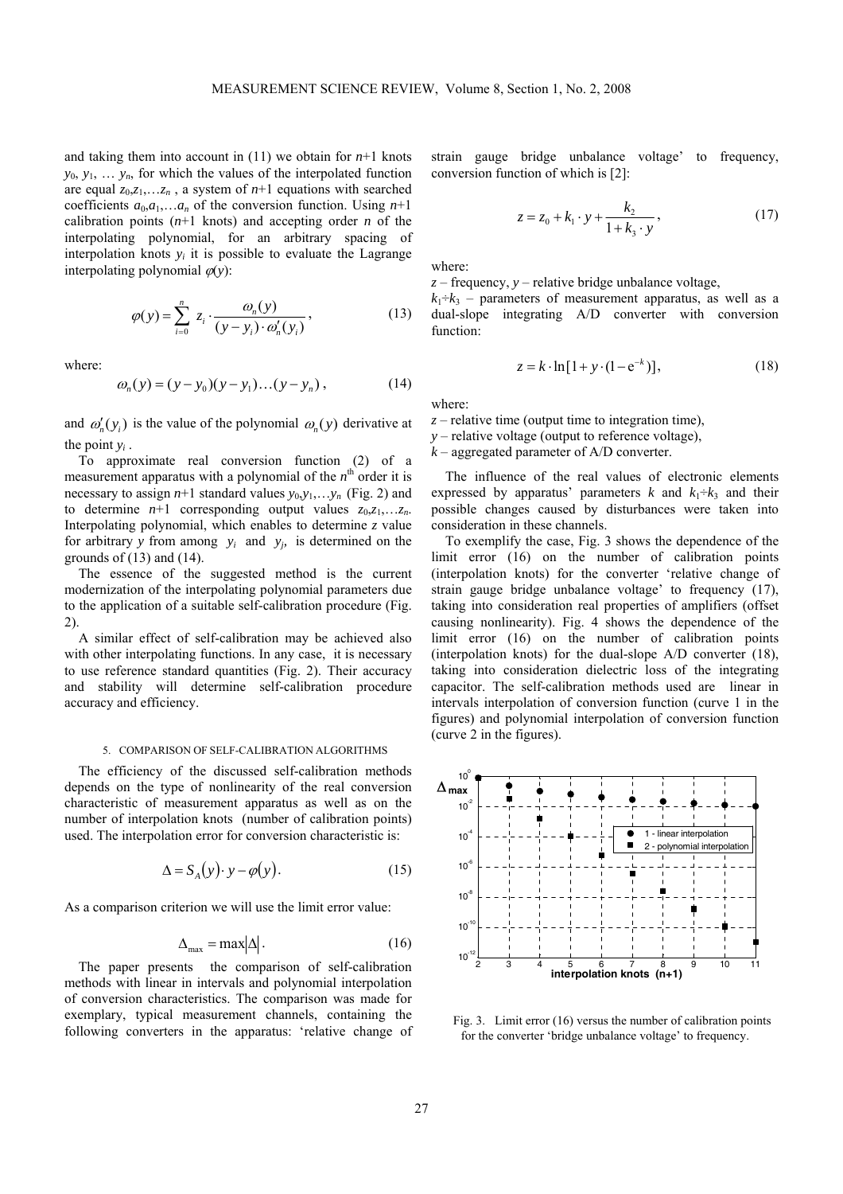and taking them into account in (11) we obtain for $n$+1 knots $y_0$, $y_1$, … $y_n$, for which the values of the interpolated function are equal $z_0, z_1, \ldots z_n$ , a system of $n$+1 equations with searched coefficients $a_0, a_1, \ldots a_n$ of the conversion function. Using $n$+1 calibration points ($n$+1 knots) and accepting order $n$ of the interpolating polynomial, for an arbitrary spacing of interpolation knots $y_i$ it is possible to evaluate the Lagrange interpolating polynomial $\varphi(y)$:

$$\varphi(y) = \sum_{i=0}^{n} z_i \cdot \frac{\omega_n(y)}{(y - y_i) \cdot \omega_n'(y_i)}, \tag{13}$$

where:

$$\omega_n(y) = (y - y_0)(y - y_1)\ldots(y - y_n), \tag{14}$$

and $\omega_n'(y_i)$ is the value of the polynomial $\omega_n(y)$ derivative at the point $y_i$ .

To approximate real conversion function (2) of a measurement apparatus with a polynomial of the $n^{th}$ order it is necessary to assign $n$+1 standard values $y_0, y_1, \ldots y_n$ (Fig. 2) and to determine $n$+1 corresponding output values $z_0, z_1, \ldots z_n$. Interpolating polynomial, which enables to determine $z$ value for arbitrary $y$ from among $y_i$ and $y_j$, is determined on the grounds of (13) and (14).

The essence of the suggested method is the current modernization of the interpolating polynomial parameters due to the application of a suitable self-calibration procedure (Fig. 2).

A similar effect of self-calibration may be achieved also with other interpolating functions. In any case, it is necessary to use reference standard quantities (Fig. 2). Their accuracy and stability will determine self-calibration procedure accuracy and efficiency.

## 5. COMPARISON OF SELF-CALIBRATION ALGORITHMS

The efficiency of the discussed self-calibration methods depends on the type of nonlinearity of the real conversion characteristic of measurement apparatus as well as on the number of interpolation knots (number of calibration points) used. The interpolation error for conversion characteristic is:

$$\Delta = S_A(y) \cdot y - \varphi(y). \tag{15}$$

As a comparison criterion we will use the limit error value:

$$\Delta_{max} = \max|\Delta|. \tag{16}$$

The paper presents the comparison of self-calibration methods with linear in intervals and polynomial interpolation of conversion characteristics. The comparison was made for exemplary, typical measurement channels, containing the following converters in the apparatus: 'relative change of strain gauge bridge unbalance voltage' to frequency, conversion function of which is [2]:

$$z = z_0 + k_1 \cdot y + \frac{k_2}{1 + k_3 \cdot y}, \tag{17}$$

where:

$z$ – frequency, $y$ – relative bridge unbalance voltage,

$k_1 \div k_3$ – parameters of measurement apparatus, as well as a dual-slope integrating A/D converter with conversion function:

$$z = k \cdot \ln[1 + y \cdot (1 - e^{-k})], \tag{18}$$

where:

$z$ – relative time (output time to integration time),

$y$ – relative voltage (output to reference voltage),

$k$ – aggregated parameter of A/D converter.

The influence of the real values of electronic elements expressed by apparatus' parameters $k$ and $k_1 \div k_3$ and their possible changes caused by disturbances were taken into consideration in these channels.

To exemplify the case, Fig. 3 shows the dependence of the limit error (16) on the number of calibration points (interpolation knots) for the converter 'relative change of strain gauge bridge unbalance voltage' to frequency (17), taking into consideration real properties of amplifiers (offset causing nonlinearity). Fig. 4 shows the dependence of the limit error (16) on the number of calibration points (interpolation knots) for the dual-slope A/D converter (18), taking into consideration dielectric loss of the integrating capacitor. The self-calibration methods used are linear in intervals interpolation of conversion function (curve 1 in the figures) and polynomial interpolation of conversion function (curve 2 in the figures).

Fig. 3. Limit error (16) versus the number of calibration points for the converter 'bridge unbalance voltage' to frequency.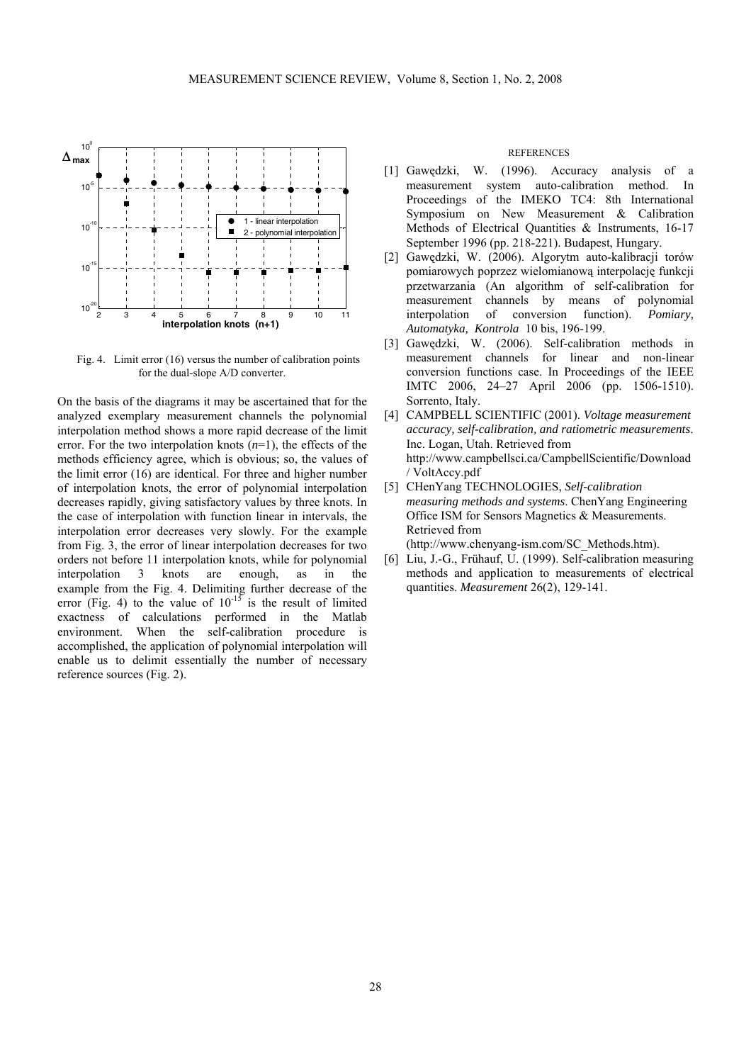$10^{0}$

$\Delta_{max}$

$10^{-5}$

$10^{-10}$

$10^{-15}$

$10^{-20}$

2 3 4 5 6 7 8 9 10 11

interpolation knots (n+1)

1 - linear interpolation

2 - polynomial interpolation

Fig. 4. Limit error (16) versus the number of calibration points for the dual-slope A/D converter.

On the basis of the diagrams it may be ascertained that for the analyzed exemplary measurement channels the polynomial interpolation method shows a more rapid decrease of the limit error. For the two interpolation knots ($n$=1), the effects of the methods efficiency agree, which is obvious; so, the values of the limit error (16) are identical. For three and higher number of interpolation knots, the error of polynomial interpolation decreases rapidly, giving satisfactory values by three knots. In the case of interpolation with function linear in intervals, the interpolation error decreases very slowly. For the example from Fig. 3, the error of linear interpolation decreases for two orders not before 11 interpolation knots, while for polynomial interpolation 3 knots are enough, as in the example from the Fig. 4. Delimiting further decrease of the error (Fig. 4) to the value of $10^{-15}$ is the result of limited exactness of calculations performed in the Matlab environment. When the self-calibration procedure is accomplished, the application of polynomial interpolation will enable us to delimit essentially the number of necessary reference sources (Fig. 2).

## REFERENCES

[1] Gawędzki, W. (1996). Accuracy analysis of a measurement system auto-calibration method. In Proceedings of the IMEKO TC4: 8th International Symposium on New Measurement & Calibration Methods of Electrical Quantities & Instruments, 16-17 September 1996 (pp. 218-221). Budapest, Hungary.

[2] Gawędzki, W. (2006). Algorytm auto-kalibracji torów pomiarowych poprzez wielomianową interpolację funkcji przetwarzania (An algorithm of self-calibration for measurement channels by means of polynomial interpolation of conversion function). *Pomiary, Automatyka, Kontrola* 10 bis, 196-199.

[3] Gawędzki, W. (2006). Self-calibration methods in measurement channels for linear and non-linear conversion functions case. In Proceedings of the IEEE IMTC 2006, 24–27 April 2006 (pp. 1506-1510). Sorrento, Italy.

[4] CAMPBELL SCIENTIFIC (2001). *Voltage measurement accuracy, self-calibration, and ratiometric measurements*. Inc. Logan, Utah. Retrieved from http://www.campbellsci.ca/CampbellScientific/Download / VoltAccy.pdf

[5] CHenYang TECHNOLOGIES, *Self-calibration measuring methods and systems*. ChenYang Engineering Office ISM for Sensors Magnetics & Measurements. Retrieved from (http://www.chenyang-ism.com/SC_Methods.htm).

[6] Liu, J.-G., Frühauf, U. (1999). Self-calibration measuring methods and application to measurements of electrical quantities. *Measurement* 26(2), 129-141.